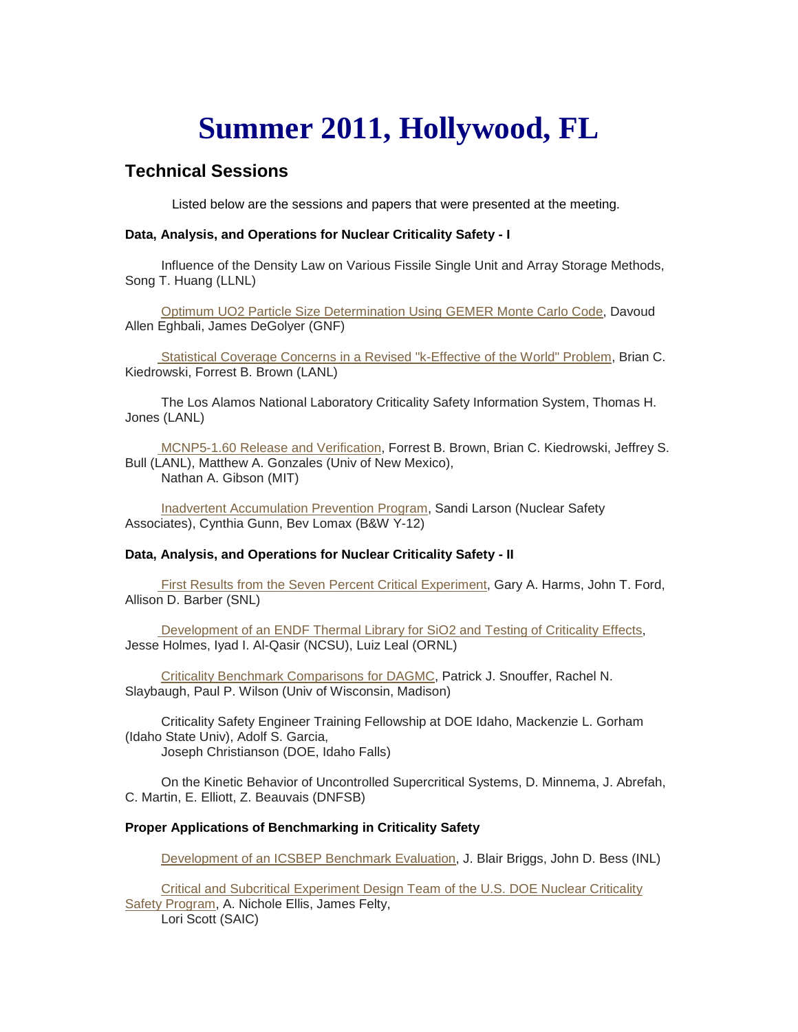# Summer 2011, Hollywood, FL

## Technical Sessions

Listed below are the sessions and papers that were presented at the meeting.

**Data, Analysis, and Operations for Nuclear Criticality Safety - I**

Influence of the Density Law on Various Fissile Single Unit and Array Storage Methods, Song T. Huang (LLNL)

Optimum UO2 Particle Size Determination Using GEMER Monte Carlo Code, Davoud Allen Eghbali, James DeGolyer (GNF)

Statistical Coverage Concerns in a Revised "k-Effective of the World" Problem, Brian C. Kiedrowski, Forrest B. Brown (LANL)

The Los Alamos National Laboratory Criticality Safety Information System, Thomas H. Jones (LANL)

MCNP5-1.60 Release and Verification, Forrest B. Brown, Brian C. Kiedrowski, Jeffrey S. Bull (LANL), Matthew A. Gonzales (Univ of New Mexico), Nathan A. Gibson (MIT)

Inadvertent Accumulation Prevention Program, Sandi Larson (Nuclear Safety Associates), Cynthia Gunn, Bev Lomax (B&W Y-12)

**Data, Analysis, and Operations for Nuclear Criticality Safety - II**

First Results from the Seven Percent Critical Experiment, Gary A. Harms, John T. Ford, Allison D. Barber (SNL)

Development of an ENDF Thermal Library for SiO2 and Testing of Criticality Effects, Jesse Holmes, Iyad I. Al-Qasir (NCSU), Luiz Leal (ORNL)

Criticality Benchmark Comparisons for DAGMC, Patrick J. Snouffer, Rachel N. Slaybaugh, Paul P. Wilson (Univ of Wisconsin, Madison)

Criticality Safety Engineer Training Fellowship at DOE Idaho, Mackenzie L. Gorham (Idaho State Univ), Adolf S. Garcia, Joseph Christianson (DOE, Idaho Falls)

On the Kinetic Behavior of Uncontrolled Supercritical Systems, D. Minnema, J. Abrefah, C. Martin, E. Elliott, Z. Beauvais (DNFSB)

**Proper Applications of Benchmarking in Criticality Safety**

Development of an ICSBEP Benchmark Evaluation, J. Blair Briggs, John D. Bess (INL)

Critical and Subcritical Experiment Design Team of the U.S. DOE Nuclear Criticality Safety Program, A. Nichole Ellis, James Felty, Lori Scott (SAIC)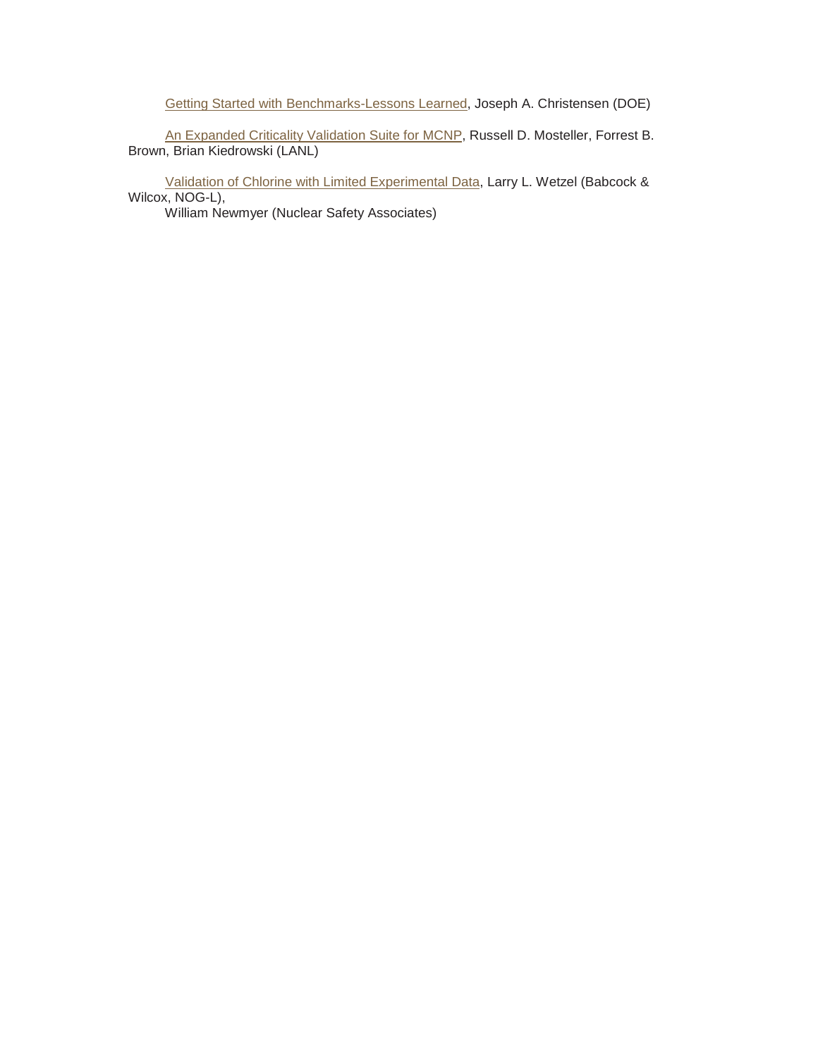Getting Started with Benchmarks-Lessons Learned, Joseph A. Christensen (DOE)

An Expanded Criticality Validation Suite for MCNP, Russell D. Mosteller, Forrest B. Brown, Brian Kiedrowski (LANL)

Validation of Chlorine with Limited Experimental Data, Larry L. Wetzel (Babcock & Wilcox, NOG-L),
William Newmyer (Nuclear Safety Associates)